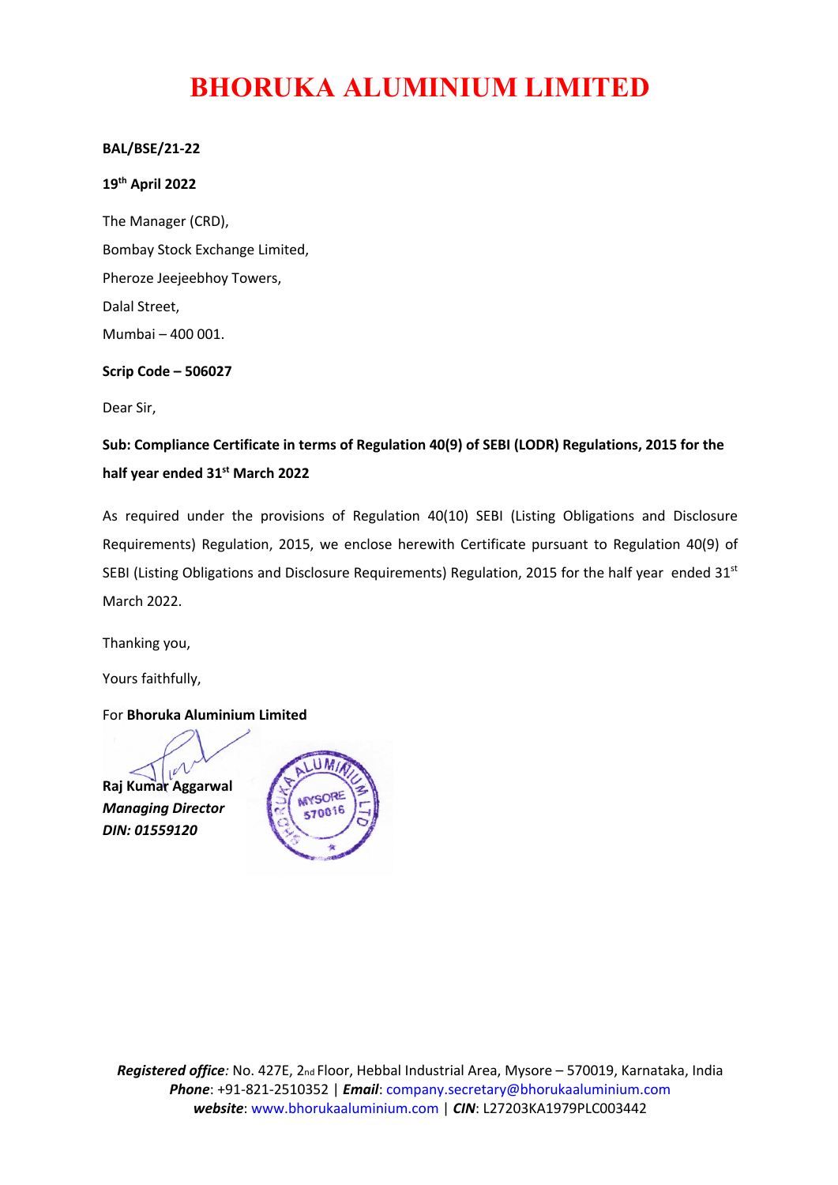# BHORUKA ALUMINIUM LIMITED

**BAL/BSE/21-22**

**19th April 2022**

The Manager (CRD),

Bombay Stock Exchange Limited,

Pheroze Jeejeebhoy Towers,

Dalal Street,

Mumbai – 400 001.

**Scrip Code – 506027**

Dear Sir,

**Sub: Compliance Certificate in terms of Regulation 40(9) of SEBI (LODR) Regulations, 2015 for the half year ended 31st March 2022**

As required under the provisions of Regulation 40(10) SEBI (Listing Obligations and Disclosure Requirements) Regulation, 2015, we enclose herewith Certificate pursuant to Regulation 40(9) of SEBI (Listing Obligations and Disclosure Requirements) Regulation, 2015 for the half year ended 31st March 2022.

Thanking you,

Yours faithfully,

For **Bhoruka Aluminium Limited**

**Raj Kumar Aggarwal**
***Managing Director***
***DIN: 01559120***

*Registered office:* No. 427E, 2nd Floor, Hebbal Industrial Area, Mysore – 570019, Karnataka, India
***Phone***: +91-821-2510352 | ***Email***: company.secretary@bhorukaaluminium.com
***website***: www.bhorukaaluminium.com | ***CIN***: L27203KA1979PLC003442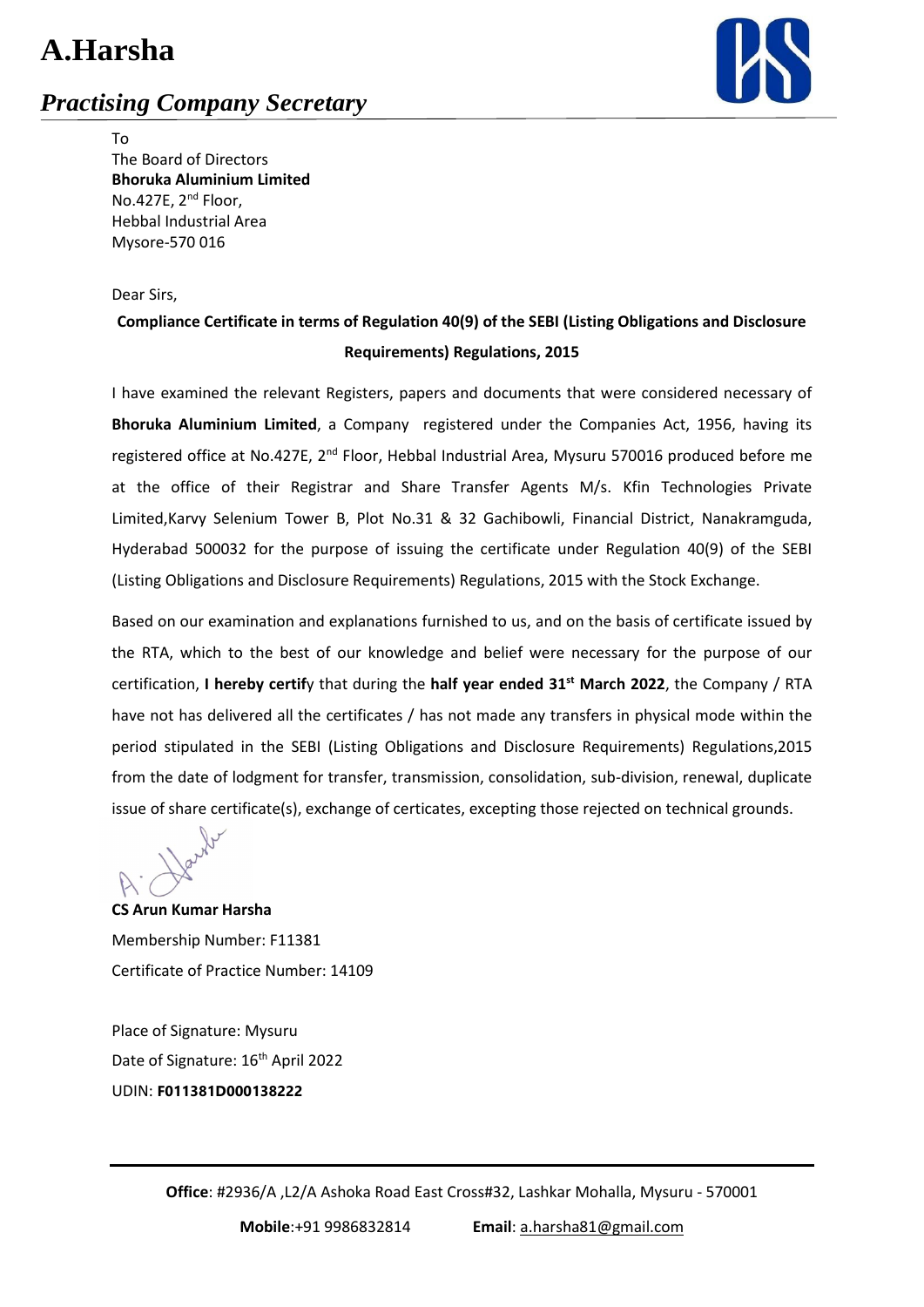# A.Harsha

## *Practising Company Secretary*

To
The Board of Directors
**Bhoruka Aluminium Limited**
No.427E, 2nd Floor,
Hebbal Industrial Area
Mysore-570 016

Dear Sirs,

**Compliance Certificate in terms of Regulation 40(9) of the SEBI (Listing Obligations and Disclosure Requirements) Regulations, 2015**

I have examined the relevant Registers, papers and documents that were considered necessary of **Bhoruka Aluminium Limited**, a Company registered under the Companies Act, 1956, having its registered office at No.427E, 2nd Floor, Hebbal Industrial Area, Mysuru 570016 produced before me at the office of their Registrar and Share Transfer Agents M/s. Kfin Technologies Private Limited,Karvy Selenium Tower B, Plot No.31 & 32 Gachibowli, Financial District, Nanakramguda, Hyderabad 500032 for the purpose of issuing the certificate under Regulation 40(9) of the SEBI (Listing Obligations and Disclosure Requirements) Regulations, 2015 with the Stock Exchange.

Based on our examination and explanations furnished to us, and on the basis of certificate issued by the RTA, which to the best of our knowledge and belief were necessary for the purpose of our certification, **I hereby certif**y that during the **half year ended 31st March 2022**, the Company / RTA have not has delivered all the certificates / has not made any transfers in physical mode within the period stipulated in the SEBI (Listing Obligations and Disclosure Requirements) Regulations,2015 from the date of lodgment for transfer, transmission, consolidation, sub-division, renewal, duplicate issue of share certificate(s), exchange of certicates, excepting those rejected on technical grounds.

**CS Arun Kumar Harsha**
Membership Number: F11381
Certificate of Practice Number: 14109

Place of Signature: Mysuru
Date of Signature: 16th April 2022
UDIN: **F011381D000138222**

**Office**: #2936/A ,L2/A Ashoka Road East Cross#32, Lashkar Mohalla, Mysuru - 570001

**Mobile**:+91 9986832814 **Email**: a.harsha81@gmail.com